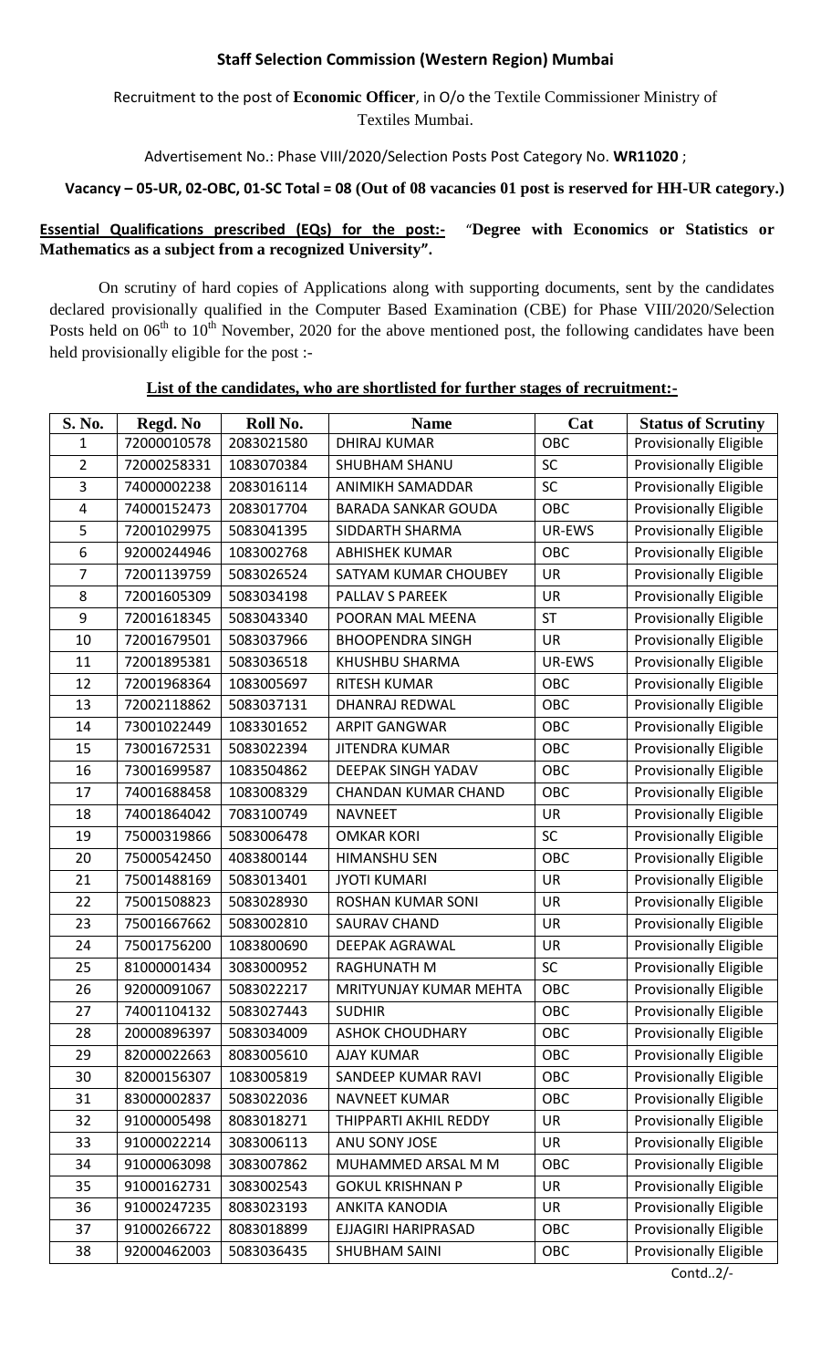**Staff Selection Commission (Western Region) Mumbai**

Recruitment to the post of **Economic Officer**, in O/o the Textile Commissioner Ministry of Textiles Mumbai.

Advertisement No.: Phase VIII/2020/Selection Posts Post Category No. **WR11020** ;

**Vacancy – 05-UR, 02-OBC, 01-SC Total = 08 (Out of 08 vacancies 01 post is reserved for HH-UR category.)**

**Essential Qualifications prescribed (EQs) for the post:-** "**Degree with Economics or Statistics or Mathematics as a subject from a recognized University".**

On scrutiny of hard copies of Applications along with supporting documents, sent by the candidates declared provisionally qualified in the Computer Based Examination (CBE) for Phase VIII/2020/Selection Posts held on 06th to 10th November, 2020 for the above mentioned post, the following candidates have been held provisionally eligible for the post :-

**List of the candidates, who are shortlisted for further stages of recruitment:-**

| S. No. | Regd. No | Roll No. | Name | Cat | Status of Scrutiny |
|---|---|---|---|---|---|
| 1 | 72000010578 | 2083021580 | DHIRAJ KUMAR | OBC | Provisionally Eligible |
| 2 | 72000258331 | 1083070384 | SHUBHAM SHANU | SC | Provisionally Eligible |
| 3 | 74000002238 | 2083016114 | ANIMIKH SAMADDAR | SC | Provisionally Eligible |
| 4 | 74000152473 | 2083017704 | BARADA SANKAR GOUDA | OBC | Provisionally Eligible |
| 5 | 72001029975 | 5083041395 | SIDDARTH SHARMA | UR-EWS | Provisionally Eligible |
| 6 | 92000244946 | 1083002768 | ABHISHEK KUMAR | OBC | Provisionally Eligible |
| 7 | 72001139759 | 5083026524 | SATYAM KUMAR CHOUBEY | UR | Provisionally Eligible |
| 8 | 72001605309 | 5083034198 | PALLAV S PAREEK | UR | Provisionally Eligible |
| 9 | 72001618345 | 5083043340 | POORAN MAL MEENA | ST | Provisionally Eligible |
| 10 | 72001679501 | 5083037966 | BHOOPENDRA SINGH | UR | Provisionally Eligible |
| 11 | 72001895381 | 5083036518 | KHUSHBU SHARMA | UR-EWS | Provisionally Eligible |
| 12 | 72001968364 | 1083005697 | RITESH KUMAR | OBC | Provisionally Eligible |
| 13 | 72002118862 | 5083037131 | DHANRAJ REDWAL | OBC | Provisionally Eligible |
| 14 | 73001022449 | 1083301652 | ARPIT GANGWAR | OBC | Provisionally Eligible |
| 15 | 73001672531 | 5083022394 | JITENDRA KUMAR | OBC | Provisionally Eligible |
| 16 | 73001699587 | 1083504862 | DEEPAK SINGH YADAV | OBC | Provisionally Eligible |
| 17 | 74001688458 | 1083008329 | CHANDAN KUMAR CHAND | OBC | Provisionally Eligible |
| 18 | 74001864042 | 7083100749 | NAVNEET | UR | Provisionally Eligible |
| 19 | 75000319866 | 5083006478 | OMKAR KORI | SC | Provisionally Eligible |
| 20 | 75000542450 | 4083800144 | HIMANSHU SEN | OBC | Provisionally Eligible |
| 21 | 75001488169 | 5083013401 | JYOTI KUMARI | UR | Provisionally Eligible |
| 22 | 75001508823 | 5083028930 | ROSHAN KUMAR SONI | UR | Provisionally Eligible |
| 23 | 75001667662 | 5083002810 | SAURAV CHAND | UR | Provisionally Eligible |
| 24 | 75001756200 | 1083800690 | DEEPAK AGRAWAL | UR | Provisionally Eligible |
| 25 | 81000001434 | 3083000952 | RAGHUNATH M | SC | Provisionally Eligible |
| 26 | 92000091067 | 5083022217 | MRITYUNJAY KUMAR MEHTA | OBC | Provisionally Eligible |
| 27 | 74001104132 | 5083027443 | SUDHIR | OBC | Provisionally Eligible |
| 28 | 20000896397 | 5083034009 | ASHOK CHOUDHARY | OBC | Provisionally Eligible |
| 29 | 82000022663 | 8083005610 | AJAY KUMAR | OBC | Provisionally Eligible |
| 30 | 82000156307 | 1083005819 | SANDEEP KUMAR RAVI | OBC | Provisionally Eligible |
| 31 | 83000002837 | 5083022036 | NAVNEET KUMAR | OBC | Provisionally Eligible |
| 32 | 91000005498 | 8083018271 | THIPPARTI AKHIL REDDY | UR | Provisionally Eligible |
| 33 | 91000022214 | 3083006113 | ANU SONY JOSE | UR | Provisionally Eligible |
| 34 | 91000063098 | 3083007862 | MUHAMMED ARSAL M M | OBC | Provisionally Eligible |
| 35 | 91000162731 | 3083002543 | GOKUL KRISHNAN P | UR | Provisionally Eligible |
| 36 | 91000247235 | 8083023193 | ANKITA KANODIA | UR | Provisionally Eligible |
| 37 | 91000266722 | 8083018899 | EJJAGIRI HARIPRASAD | OBC | Provisionally Eligible |
| 38 | 92000462003 | 5083036435 | SHUBHAM SAINI | OBC | Provisionally Eligible |

Contd..2/-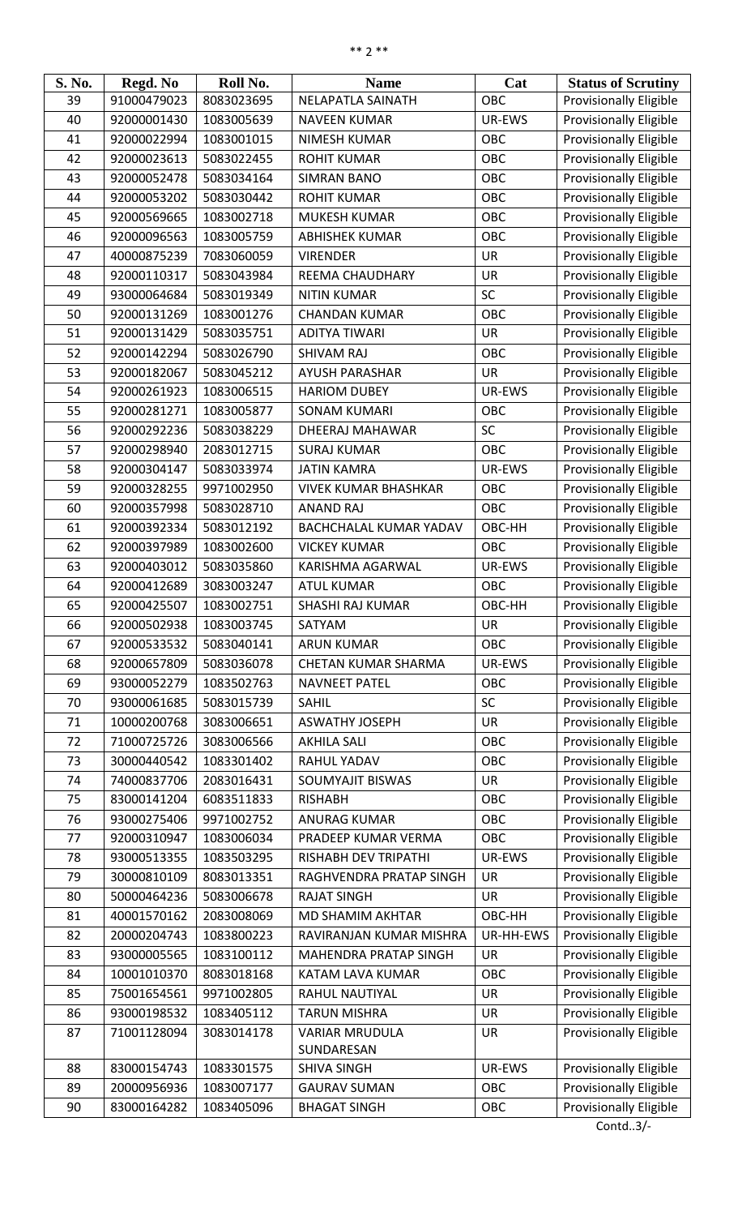| S. No. | Regd. No | Roll No. | Name | Cat | Status of Scrutiny |
|---|---|---|---|---|---|
| 39 | 91000479023 | 8083023695 | NELAPATLA SAINATH | OBC | Provisionally Eligible |
| 40 | 92000001430 | 1083005639 | NAVEEN KUMAR | UR-EWS | Provisionally Eligible |
| 41 | 92000022994 | 1083001015 | NIMESH KUMAR | OBC | Provisionally Eligible |
| 42 | 92000023613 | 5083022455 | ROHIT KUMAR | OBC | Provisionally Eligible |
| 43 | 92000052478 | 5083034164 | SIMRAN BANO | OBC | Provisionally Eligible |
| 44 | 92000053202 | 5083030442 | ROHIT KUMAR | OBC | Provisionally Eligible |
| 45 | 92000569665 | 1083002718 | MUKESH KUMAR | OBC | Provisionally Eligible |
| 46 | 92000096563 | 1083005759 | ABHISHEK KUMAR | OBC | Provisionally Eligible |
| 47 | 40000875239 | 7083060059 | VIRENDER | UR | Provisionally Eligible |
| 48 | 92000110317 | 5083043984 | REEMA CHAUDHARY | UR | Provisionally Eligible |
| 49 | 93000064684 | 5083019349 | NITIN KUMAR | SC | Provisionally Eligible |
| 50 | 92000131269 | 1083001276 | CHANDAN KUMAR | OBC | Provisionally Eligible |
| 51 | 92000131429 | 5083035751 | ADITYA TIWARI | UR | Provisionally Eligible |
| 52 | 92000142294 | 5083026790 | SHIVAM RAJ | OBC | Provisionally Eligible |
| 53 | 92000182067 | 5083045212 | AYUSH PARASHAR | UR | Provisionally Eligible |
| 54 | 92000261923 | 1083006515 | HARIOM DUBEY | UR-EWS | Provisionally Eligible |
| 55 | 92000281271 | 1083005877 | SONAM KUMARI | OBC | Provisionally Eligible |
| 56 | 92000292236 | 5083038229 | DHEERAJ MAHAWAR | SC | Provisionally Eligible |
| 57 | 92000298940 | 2083012715 | SURAJ KUMAR | OBC | Provisionally Eligible |
| 58 | 92000304147 | 5083033974 | JATIN KAMRA | UR-EWS | Provisionally Eligible |
| 59 | 92000328255 | 9971002950 | VIVEK KUMAR BHASHKAR | OBC | Provisionally Eligible |
| 60 | 92000357998 | 5083028710 | ANAND RAJ | OBC | Provisionally Eligible |
| 61 | 92000392334 | 5083012192 | BACHCHALAL KUMAR YADAV | OBC-HH | Provisionally Eligible |
| 62 | 92000397989 | 1083002600 | VICKEY KUMAR | OBC | Provisionally Eligible |
| 63 | 92000403012 | 5083035860 | KARISHMA AGARWAL | UR-EWS | Provisionally Eligible |
| 64 | 92000412689 | 3083003247 | ATUL KUMAR | OBC | Provisionally Eligible |
| 65 | 92000425507 | 1083002751 | SHASHI RAJ KUMAR | OBC-HH | Provisionally Eligible |
| 66 | 92000502938 | 1083003745 | SATYAM | UR | Provisionally Eligible |
| 67 | 92000533532 | 5083040141 | ARUN KUMAR | OBC | Provisionally Eligible |
| 68 | 92000657809 | 5083036078 | CHETAN KUMAR SHARMA | UR-EWS | Provisionally Eligible |
| 69 | 93000052279 | 1083502763 | NAVNEET PATEL | OBC | Provisionally Eligible |
| 70 | 93000061685 | 5083015739 | SAHIL | SC | Provisionally Eligible |
| 71 | 10000200768 | 3083006651 | ASWATHY JOSEPH | UR | Provisionally Eligible |
| 72 | 71000725726 | 3083006566 | AKHILA SALI | OBC | Provisionally Eligible |
| 73 | 30000440542 | 1083301402 | RAHUL YADAV | OBC | Provisionally Eligible |
| 74 | 74000837706 | 2083016431 | SOUMYAJIT BISWAS | UR | Provisionally Eligible |
| 75 | 83000141204 | 6083511833 | RISHABH | OBC | Provisionally Eligible |
| 76 | 93000275406 | 9971002752 | ANURAG KUMAR | OBC | Provisionally Eligible |
| 77 | 92000310947 | 1083006034 | PRADEEP KUMAR VERMA | OBC | Provisionally Eligible |
| 78 | 93000513355 | 1083503295 | RISHABH DEV TRIPATHI | UR-EWS | Provisionally Eligible |
| 79 | 30000810109 | 8083013351 | RAGHVENDRA PRATAP SINGH | UR | Provisionally Eligible |
| 80 | 50000464236 | 5083006678 | RAJAT SINGH | UR | Provisionally Eligible |
| 81 | 40001570162 | 2083008069 | MD SHAMIM AKHTAR | OBC-HH | Provisionally Eligible |
| 82 | 20000204743 | 1083800223 | RAVIRANJAN KUMAR MISHRA | UR-HH-EWS | Provisionally Eligible |
| 83 | 93000005565 | 1083100112 | MAHENDRA PRATAP SINGH | UR | Provisionally Eligible |
| 84 | 10001010370 | 8083018168 | KATAM LAVA KUMAR | OBC | Provisionally Eligible |
| 85 | 75001654561 | 9971002805 | RAHUL NAUTIYAL | UR | Provisionally Eligible |
| 86 | 93000198532 | 1083405112 | TARUN MISHRA | UR | Provisionally Eligible |
| 87 | 71001128094 | 3083014178 | VARIAR MRUDULA SUNDARESAN | UR | Provisionally Eligible |
| 88 | 83000154743 | 1083301575 | SHIVA SINGH | UR-EWS | Provisionally Eligible |
| 89 | 20000956936 | 1083007177 | GAURAV SUMAN | OBC | Provisionally Eligible |
| 90 | 83000164282 | 1083405096 | BHAGAT SINGH | OBC | Provisionally Eligible |

Contd..3/-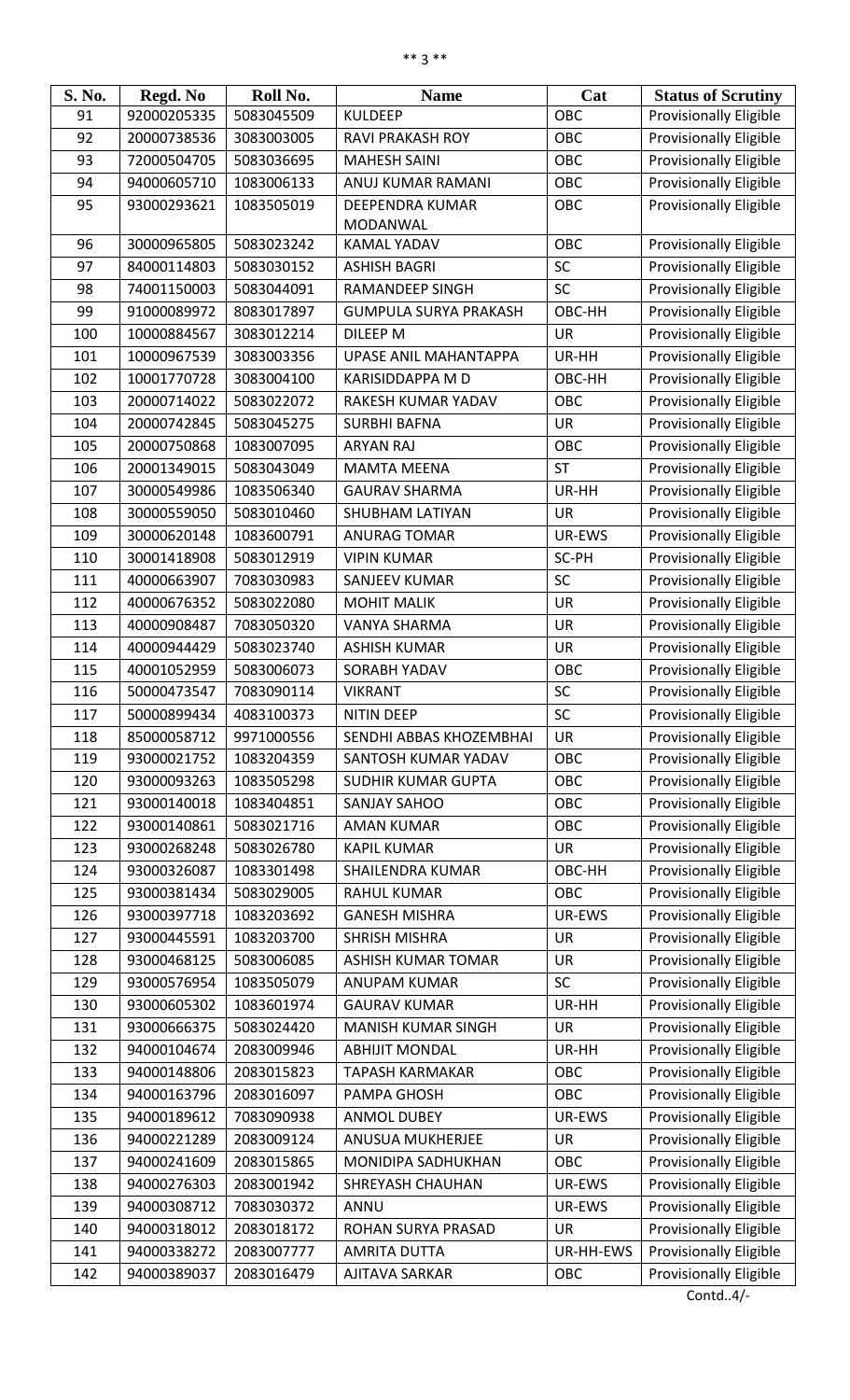| S. No. | Regd. No | Roll No. | Name | Cat | Status of Scrutiny |
|---|---|---|---|---|---|
| 91 | 92000205335 | 5083045509 | KULDEEP | OBC | Provisionally Eligible |
| 92 | 20000738536 | 3083003005 | RAVI PRAKASH ROY | OBC | Provisionally Eligible |
| 93 | 72000504705 | 5083036695 | MAHESH SAINI | OBC | Provisionally Eligible |
| 94 | 94000605710 | 1083006133 | ANUJ KUMAR RAMANI | OBC | Provisionally Eligible |
| 95 | 93000293621 | 1083505019 | DEEPENDRA KUMAR MODANWAL | OBC | Provisionally Eligible |
| 96 | 30000965805 | 5083023242 | KAMAL YADAV | OBC | Provisionally Eligible |
| 97 | 84000114803 | 5083030152 | ASHISH BAGRI | SC | Provisionally Eligible |
| 98 | 74001150003 | 5083044091 | RAMANDEEP SINGH | SC | Provisionally Eligible |
| 99 | 91000089972 | 8083017897 | GUMPULA SURYA PRAKASH | OBC-HH | Provisionally Eligible |
| 100 | 10000884567 | 3083012214 | DILEEP M | UR | Provisionally Eligible |
| 101 | 10000967539 | 3083003356 | UPASE ANIL MAHANTAPPA | UR-HH | Provisionally Eligible |
| 102 | 10001770728 | 3083004100 | KARISIDDAPPA M D | OBC-HH | Provisionally Eligible |
| 103 | 20000714022 | 5083022072 | RAKESH KUMAR YADAV | OBC | Provisionally Eligible |
| 104 | 20000742845 | 5083045275 | SURBHI BAFNA | UR | Provisionally Eligible |
| 105 | 20000750868 | 1083007095 | ARYAN RAJ | OBC | Provisionally Eligible |
| 106 | 20001349015 | 5083043049 | MAMTA MEENA | ST | Provisionally Eligible |
| 107 | 30000549986 | 1083506340 | GAURAV SHARMA | UR-HH | Provisionally Eligible |
| 108 | 30000559050 | 5083010460 | SHUBHAM LATIYAN | UR | Provisionally Eligible |
| 109 | 30000620148 | 1083600791 | ANURAG TOMAR | UR-EWS | Provisionally Eligible |
| 110 | 30001418908 | 5083012919 | VIPIN KUMAR | SC-PH | Provisionally Eligible |
| 111 | 40000663907 | 7083030983 | SANJEEV KUMAR | SC | Provisionally Eligible |
| 112 | 40000676352 | 5083022080 | MOHIT MALIK | UR | Provisionally Eligible |
| 113 | 40000908487 | 7083050320 | VANYA SHARMA | UR | Provisionally Eligible |
| 114 | 40000944429 | 5083023740 | ASHISH KUMAR | UR | Provisionally Eligible |
| 115 | 40001052959 | 5083006073 | SORABH YADAV | OBC | Provisionally Eligible |
| 116 | 50000473547 | 7083090114 | VIKRANT | SC | Provisionally Eligible |
| 117 | 50000899434 | 4083100373 | NITIN DEEP | SC | Provisionally Eligible |
| 118 | 85000058712 | 9971000556 | SENDHI ABBAS KHOZEMBHAI | UR | Provisionally Eligible |
| 119 | 93000021752 | 1083204359 | SANTOSH KUMAR YADAV | OBC | Provisionally Eligible |
| 120 | 93000093263 | 1083505298 | SUDHIR KUMAR GUPTA | OBC | Provisionally Eligible |
| 121 | 93000140018 | 1083404851 | SANJAY SAHOO | OBC | Provisionally Eligible |
| 122 | 93000140861 | 5083021716 | AMAN KUMAR | OBC | Provisionally Eligible |
| 123 | 93000268248 | 5083026780 | KAPIL KUMAR | UR | Provisionally Eligible |
| 124 | 93000326087 | 1083301498 | SHAILENDRA KUMAR | OBC-HH | Provisionally Eligible |
| 125 | 93000381434 | 5083029005 | RAHUL KUMAR | OBC | Provisionally Eligible |
| 126 | 93000397718 | 1083203692 | GANESH MISHRA | UR-EWS | Provisionally Eligible |
| 127 | 93000445591 | 1083203700 | SHRISH MISHRA | UR | Provisionally Eligible |
| 128 | 93000468125 | 5083006085 | ASHISH KUMAR TOMAR | UR | Provisionally Eligible |
| 129 | 93000576954 | 1083505079 | ANUPAM KUMAR | SC | Provisionally Eligible |
| 130 | 93000605302 | 1083601974 | GAURAV KUMAR | UR-HH | Provisionally Eligible |
| 131 | 93000666375 | 5083024420 | MANISH KUMAR SINGH | UR | Provisionally Eligible |
| 132 | 94000104674 | 2083009946 | ABHIJIT MONDAL | UR-HH | Provisionally Eligible |
| 133 | 94000148806 | 2083015823 | TAPASH KARMAKAR | OBC | Provisionally Eligible |
| 134 | 94000163796 | 2083016097 | PAMPA GHOSH | OBC | Provisionally Eligible |
| 135 | 94000189612 | 7083090938 | ANMOL DUBEY | UR-EWS | Provisionally Eligible |
| 136 | 94000221289 | 2083009124 | ANUSUA MUKHERJEE | UR | Provisionally Eligible |
| 137 | 94000241609 | 2083015865 | MONIDIPA SADHUKHAN | OBC | Provisionally Eligible |
| 138 | 94000276303 | 2083001942 | SHREYASH CHAUHAN | UR-EWS | Provisionally Eligible |
| 139 | 94000308712 | 7083030372 | ANNU | UR-EWS | Provisionally Eligible |
| 140 | 94000318012 | 2083018172 | ROHAN SURYA PRASAD | UR | Provisionally Eligible |
| 141 | 94000338272 | 2083007777 | AMRITA DUTTA | UR-HH-EWS | Provisionally Eligible |
| 142 | 94000389037 | 2083016479 | AJITAVA SARKAR | OBC | Provisionally Eligible |

Contd..4/-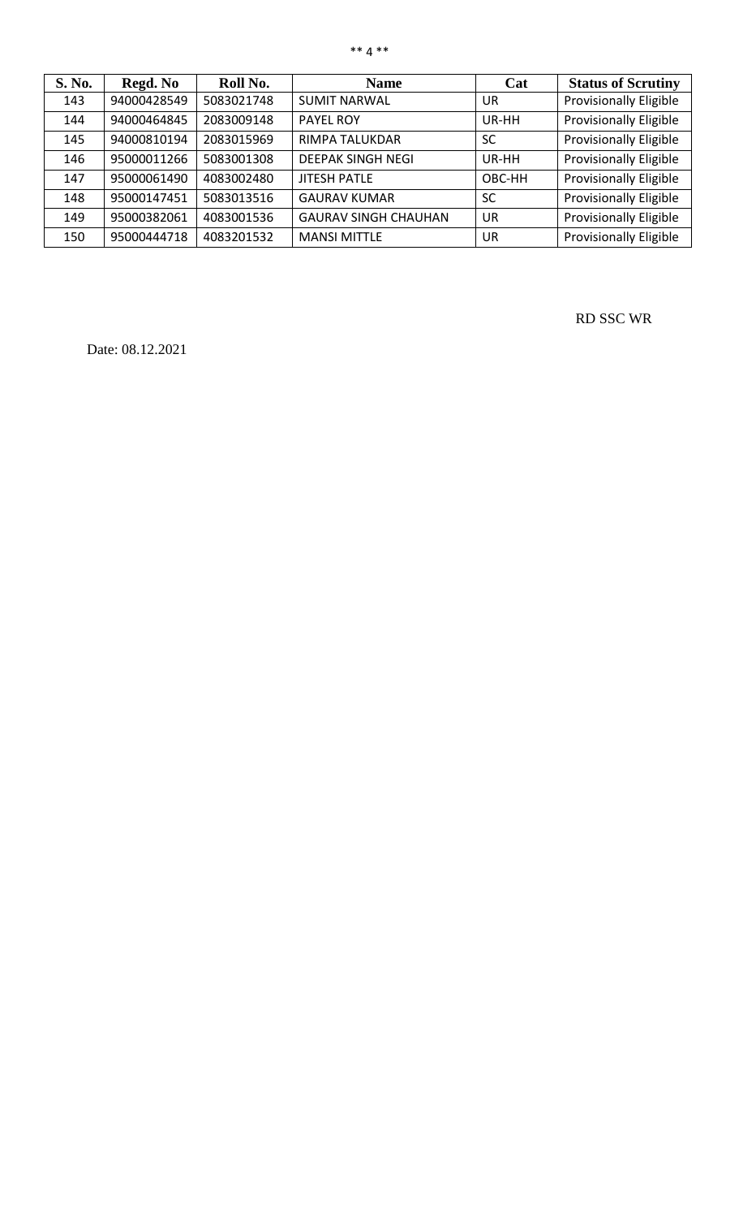| S. No. | Regd. No | Roll No. | Name | Cat | Status of Scrutiny |
| --- | --- | --- | --- | --- | --- |
| 143 | 94000428549 | 5083021748 | SUMIT NARWAL | UR | Provisionally Eligible |
| 144 | 94000464845 | 2083009148 | PAYEL ROY | UR-HH | Provisionally Eligible |
| 145 | 94000810194 | 2083015969 | RIMPA TALUKDAR | SC | Provisionally Eligible |
| 146 | 95000011266 | 5083001308 | DEEPAK SINGH NEGI | UR-HH | Provisionally Eligible |
| 147 | 95000061490 | 4083002480 | JITESH PATLE | OBC-HH | Provisionally Eligible |
| 148 | 95000147451 | 5083013516 | GAURAV KUMAR | SC | Provisionally Eligible |
| 149 | 95000382061 | 4083001536 | GAURAV SINGH CHAUHAN | UR | Provisionally Eligible |
| 150 | 95000444718 | 4083201532 | MANSI MITTLE | UR | Provisionally Eligible |

RD SSC WR

Date: 08.12.2021